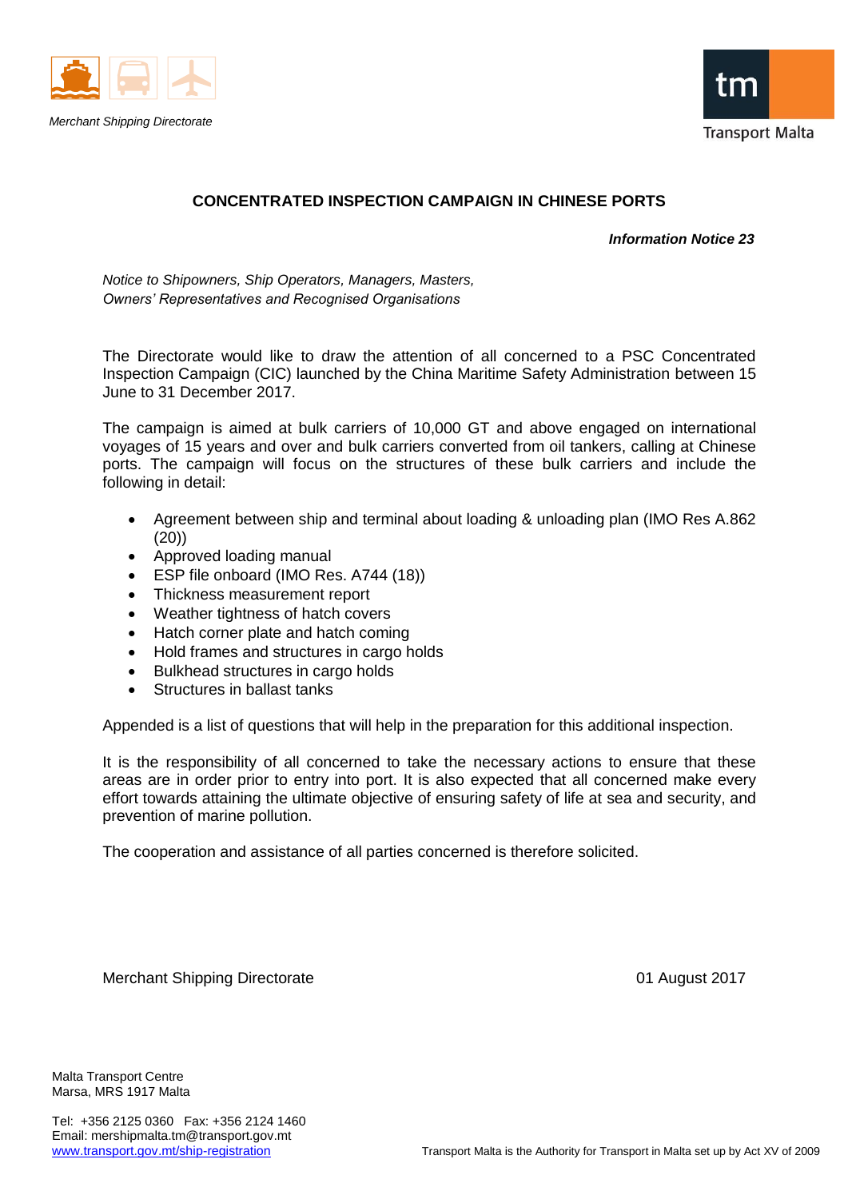Merchant Shipping Directorate

Transport Malta

## CONCENTRATED INSPECTION CAMPAIGN IN CHINESE PORTS

***Information Notice 23***

*Notice to Shipowners, Ship Operators, Managers, Masters, Owners' Representatives and Recognised Organisations*

The Directorate would like to draw the attention of all concerned to a PSC Concentrated Inspection Campaign (CIC) launched by the China Maritime Safety Administration between 15 June to 31 December 2017.

The campaign is aimed at bulk carriers of 10,000 GT and above engaged on international voyages of 15 years and over and bulk carriers converted from oil tankers, calling at Chinese ports. The campaign will focus on the structures of these bulk carriers and include the following in detail:

- Agreement between ship and terminal about loading & unloading plan (IMO Res A.862 (20))
- Approved loading manual
- ESP file onboard (IMO Res. A744 (18))
- Thickness measurement report
- Weather tightness of hatch covers
- Hatch corner plate and hatch coming
- Hold frames and structures in cargo holds
- Bulkhead structures in cargo holds
- Structures in ballast tanks

Appended is a list of questions that will help in the preparation for this additional inspection.

It is the responsibility of all concerned to take the necessary actions to ensure that these areas are in order prior to entry into port. It is also expected that all concerned make every effort towards attaining the ultimate objective of ensuring safety of life at sea and security, and prevention of marine pollution.

The cooperation and assistance of all parties concerned is therefore solicited.

Merchant Shipping Directorate

01 August 2017

Malta Transport Centre
Marsa, MRS 1917 Malta

Tel: +356 2125 0360 Fax: +356 2124 1460
Email: mershipmalta.tm@transport.gov.mt
www.transport.gov.mt/ship-registration

Transport Malta is the Authority for Transport in Malta set up by Act XV of 2009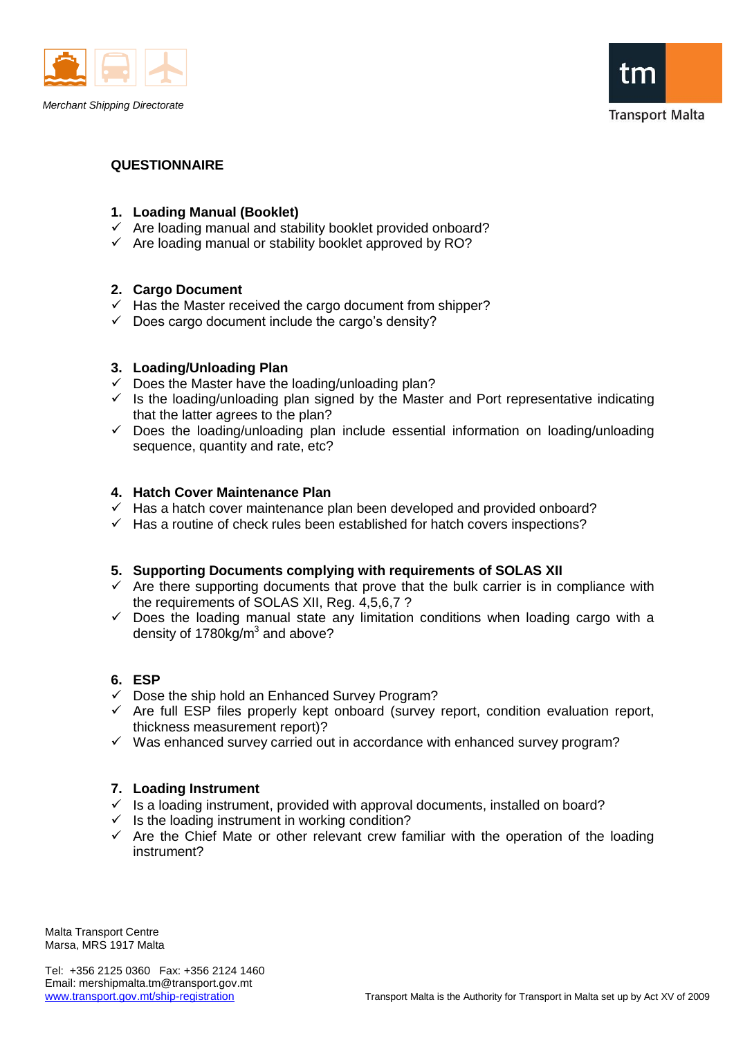## QUESTIONNAIRE

### 1. Loading Manual (Booklet)

- ✓ Are loading manual and stability booklet provided onboard?
- ✓ Are loading manual or stability booklet approved by RO?

### 2. Cargo Document

- ✓ Has the Master received the cargo document from shipper?
- ✓ Does cargo document include the cargo's density?

### 3. Loading/Unloading Plan

- ✓ Does the Master have the loading/unloading plan?
- ✓ Is the loading/unloading plan signed by the Master and Port representative indicating that the latter agrees to the plan?
- ✓ Does the loading/unloading plan include essential information on loading/unloading sequence, quantity and rate, etc?

### 4. Hatch Cover Maintenance Plan

- ✓ Has a hatch cover maintenance plan been developed and provided onboard?
- ✓ Has a routine of check rules been established for hatch covers inspections?

### 5. Supporting Documents complying with requirements of SOLAS XII

- ✓ Are there supporting documents that prove that the bulk carrier is in compliance with the requirements of SOLAS XII, Reg. 4,5,6,7 ?
- ✓ Does the loading manual state any limitation conditions when loading cargo with a density of 1780kg/$m^3$ and above?

### 6. ESP

- ✓ Dose the ship hold an Enhanced Survey Program?
- ✓ Are full ESP files properly kept onboard (survey report, condition evaluation report, thickness measurement report)?
- ✓ Was enhanced survey carried out in accordance with enhanced survey program?

### 7. Loading Instrument

- ✓ Is a loading instrument, provided with approval documents, installed on board?
- ✓ Is the loading instrument in working condition?
- ✓ Are the Chief Mate or other relevant crew familiar with the operation of the loading instrument?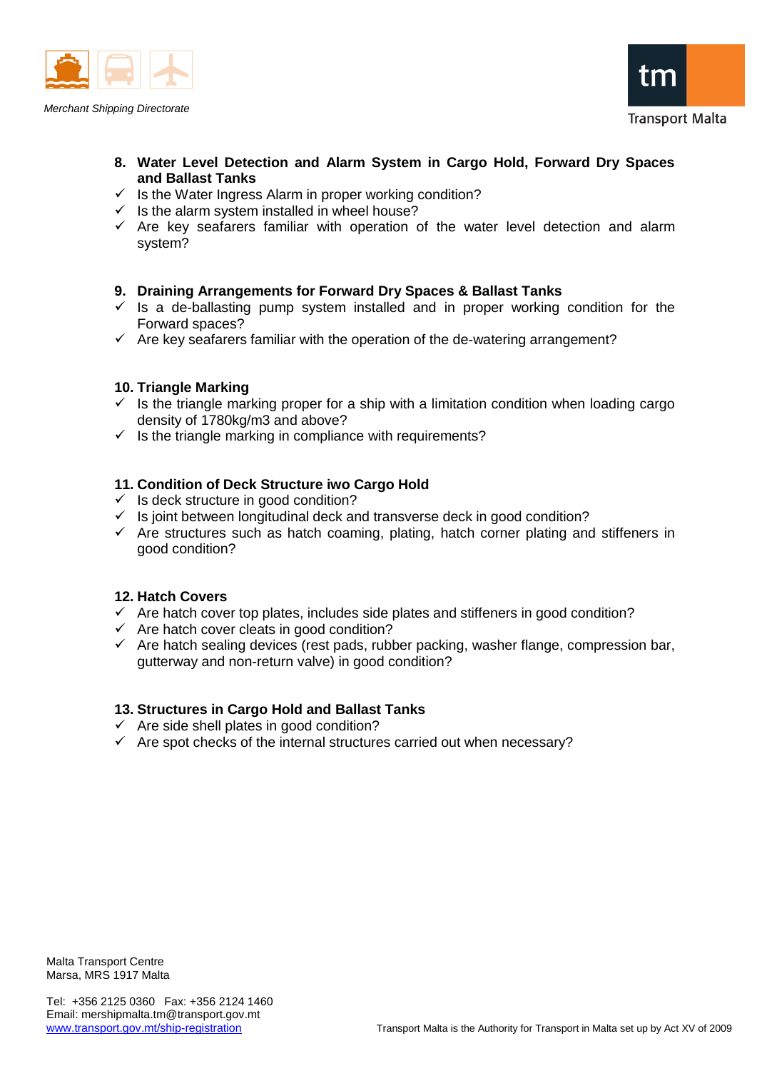**8. Water Level Detection and Alarm System in Cargo Hold, Forward Dry Spaces and Ballast Tanks**

- ✓ Is the Water Ingress Alarm in proper working condition?
- ✓ Is the alarm system installed in wheel house?
- ✓ Are key seafarers familiar with operation of the water level detection and alarm system?

**9. Draining Arrangements for Forward Dry Spaces & Ballast Tanks**

- ✓ Is a de-ballasting pump system installed and in proper working condition for the Forward spaces?
- ✓ Are key seafarers familiar with the operation of the de-watering arrangement?

**10. Triangle Marking**

- ✓ Is the triangle marking proper for a ship with a limitation condition when loading cargo density of 1780kg/m3 and above?
- ✓ Is the triangle marking in compliance with requirements?

**11. Condition of Deck Structure iwo Cargo Hold**

- ✓ Is deck structure in good condition?
- ✓ Is joint between longitudinal deck and transverse deck in good condition?
- ✓ Are structures such as hatch coaming, plating, hatch corner plating and stiffeners in good condition?

**12. Hatch Covers**

- ✓ Are hatch cover top plates, includes side plates and stiffeners in good condition?
- ✓ Are hatch cover cleats in good condition?
- ✓ Are hatch sealing devices (rest pads, rubber packing, washer flange, compression bar, gutterway and non-return valve) in good condition?

**13. Structures in Cargo Hold and Ballast Tanks**

- ✓ Are side shell plates in good condition?
- ✓ Are spot checks of the internal structures carried out when necessary?